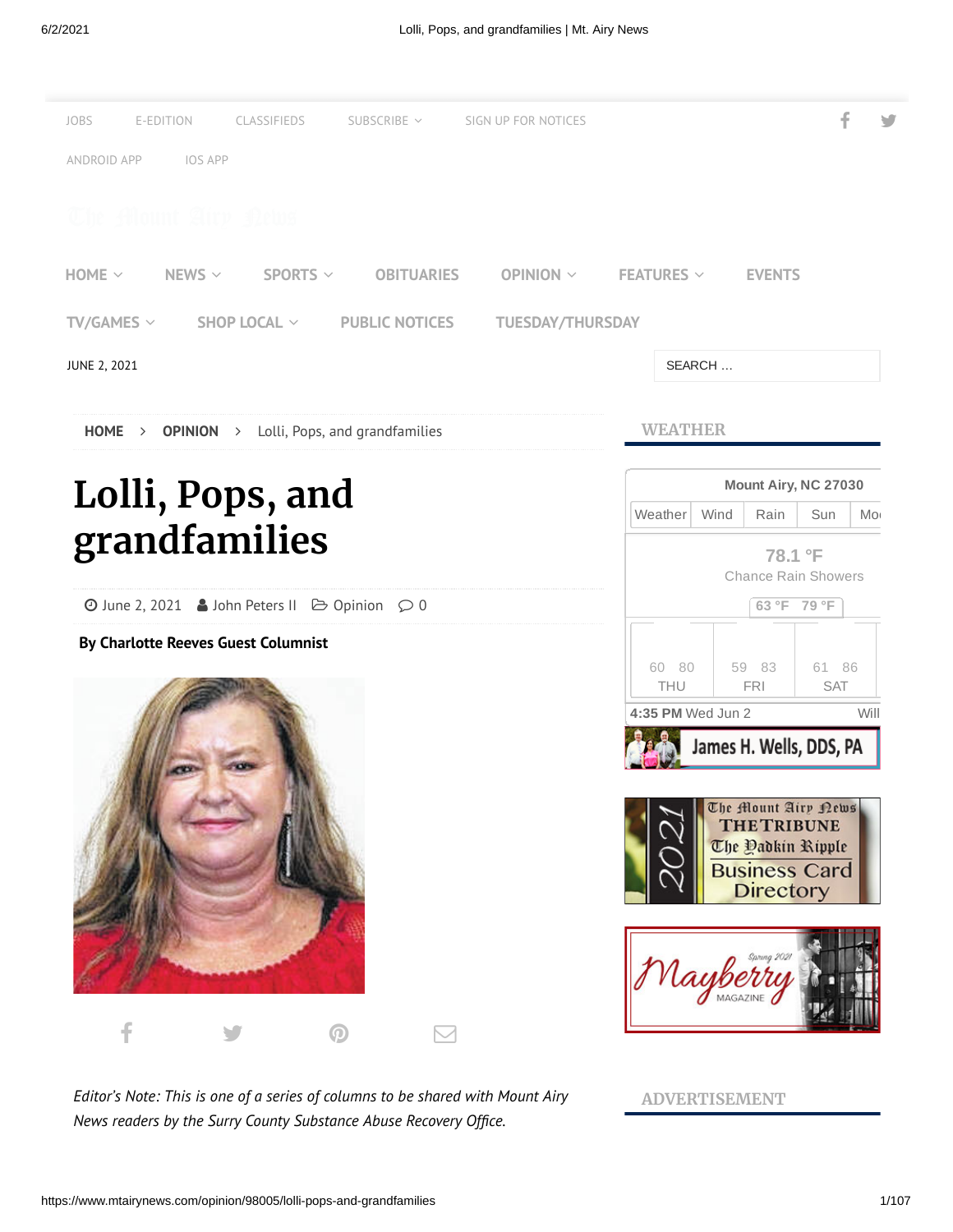JOBS E-EDITION CLASSIFIEDS SUBSCRIBE SIGN UP FOR NOTICES

ANDROID APP IOS APP

HOME NEWS SPORTS OBITUARIES OPINION FEATURES EVENTS

TV/GAMES SHOP LOCAL PUBLIC NOTICES TUESDAY/THURSDAY

JUNE 2, 2021

HOME > OPINION > Lolli, Pops, and grandfamilies

# Lolli, Pops, and grandfamilies

June 2, 2021 John Peters II Opinion 0

**By Charlotte Reeves Guest Columnist**

*Editor's Note: This is one of a series of columns to be shared with Mount Airy News readers by the Surry County Substance Abuse Recovery Office.*

## WEATHER

Mount Airy, NC 27030

| Weather | Wind | Rain | Sun |
|---|---|---|---|

78.1 °F
Chance Rain Showers
63 °F 79 °F

| 60 80 | 59 83 | 61 86 |
|---|---|---|
| THU | FRI | SAT |

4:35 PM Wed Jun 2

## ADVERTISEMENT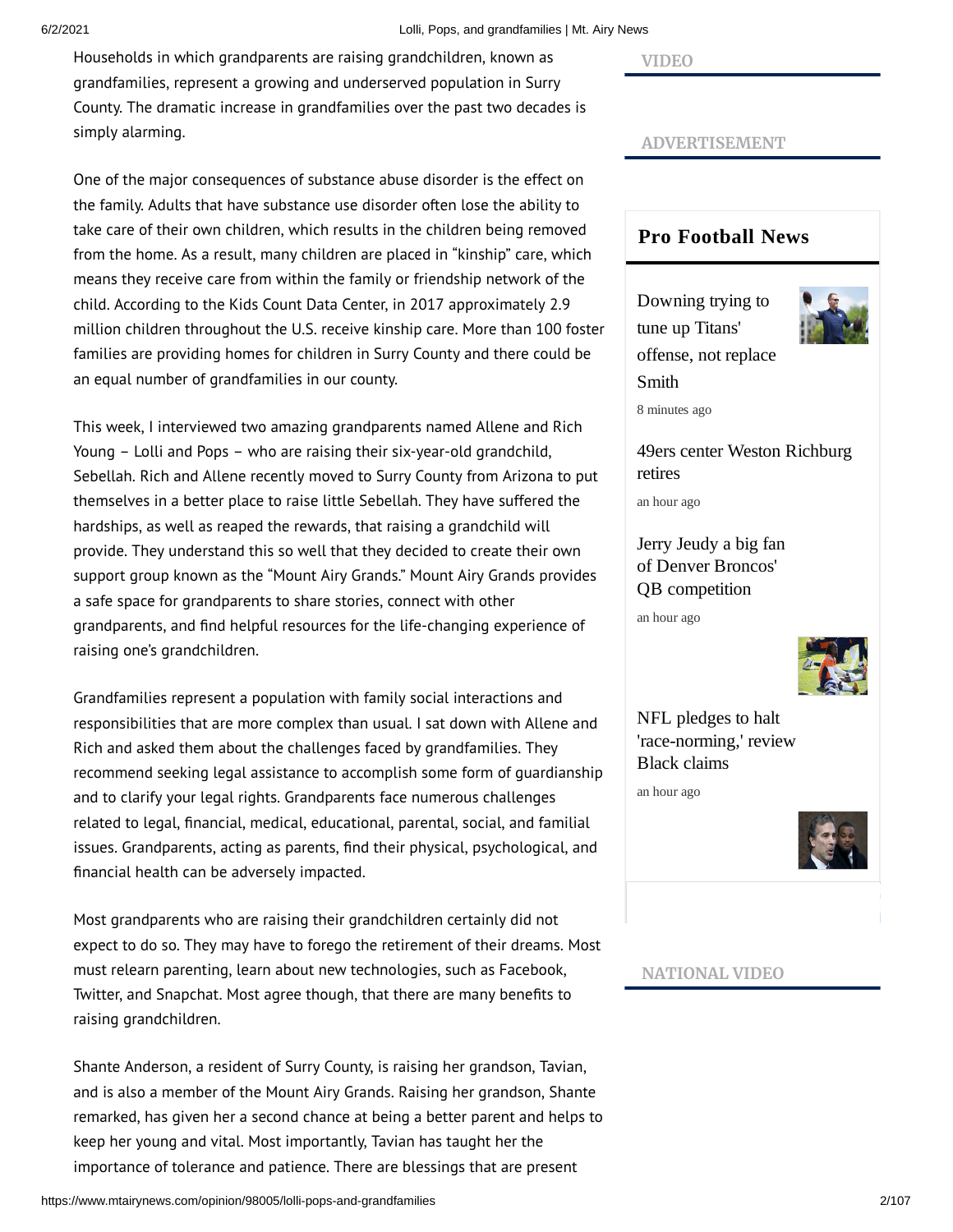Households in which grandparents are raising grandchildren, known as grandfamilies, represent a growing and underserved population in Surry County. The dramatic increase in grandfamilies over the past two decades is simply alarming.

One of the major consequences of substance abuse disorder is the effect on the family. Adults that have substance use disorder often lose the ability to take care of their own children, which results in the children being removed from the home. As a result, many children are placed in "kinship" care, which means they receive care from within the family or friendship network of the child. According to the Kids Count Data Center, in 2017 approximately 2.9 million children throughout the U.S. receive kinship care. More than 100 foster families are providing homes for children in Surry County and there could be an equal number of grandfamilies in our county.

This week, I interviewed two amazing grandparents named Allene and Rich Young – Lolli and Pops – who are raising their six-year-old grandchild, Sebellah. Rich and Allene recently moved to Surry County from Arizona to put themselves in a better place to raise little Sebellah. They have suffered the hardships, as well as reaped the rewards, that raising a grandchild will provide. They understand this so well that they decided to create their own support group known as the "Mount Airy Grands." Mount Airy Grands provides a safe space for grandparents to share stories, connect with other grandparents, and find helpful resources for the life-changing experience of raising one's grandchildren.

Grandfamilies represent a population with family social interactions and responsibilities that are more complex than usual. I sat down with Allene and Rich and asked them about the challenges faced by grandfamilies. They recommend seeking legal assistance to accomplish some form of guardianship and to clarify your legal rights. Grandparents face numerous challenges related to legal, financial, medical, educational, parental, social, and familial issues. Grandparents, acting as parents, find their physical, psychological, and financial health can be adversely impacted.

Most grandparents who are raising their grandchildren certainly did not expect to do so. They may have to forego the retirement of their dreams. Most must relearn parenting, learn about new technologies, such as Facebook, Twitter, and Snapchat. Most agree though, that there are many benefits to raising grandchildren.

Shante Anderson, a resident of Surry County, is raising her grandson, Tavian, and is also a member of the Mount Airy Grands. Raising her grandson, Shante remarked, has given her a second chance at being a better parent and helps to keep her young and vital. Most importantly, Tavian has taught her the importance of tolerance and patience. There are blessings that are present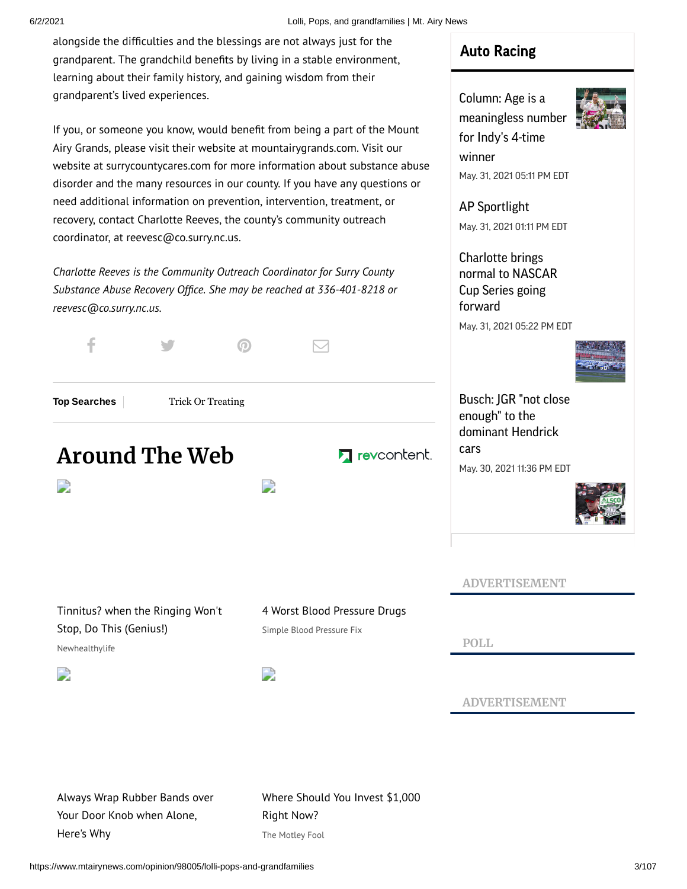alongside the difficulties and the blessings are not always just for the grandparent. The grandchild benefits by living in a stable environment, learning about their family history, and gaining wisdom from their grandparent's lived experiences.

If you, or someone you know, would benefit from being a part of the Mount Airy Grands, please visit their website at mountairygrands.com. Visit our website at surrycountycares.com for more information about substance abuse disorder and the many resources in our county. If you have any questions or need additional information on prevention, intervention, treatment, or recovery, contact Charlotte Reeves, the county's community outreach coordinator, at reevesc@co.surry.nc.us.

*Charlotte Reeves is the Community Outreach Coordinator for Surry County Substance Abuse Recovery Office. She may be reached at 336-401-8218 or reevesc@co.surry.nc.us.*

**Top Searches** | Trick Or Treating

## Around The Web

revcontent

Tinnitus? when the Ringing Won't Stop, Do This (Genius!)
Newhealthylife

4 Worst Blood Pressure Drugs
Simple Blood Pressure Fix

Always Wrap Rubber Bands over Your Door Knob when Alone, Here's Why

Where Should You Invest $1,000 Right Now?
The Motley Fool

## Auto Racing

Column: Age is a meaningless number for Indy's 4-time winner
May. 31, 2021 05:11 PM EDT

AP Sportlight
May. 31, 2021 01:11 PM EDT

Charlotte brings normal to NASCAR Cup Series going forward
May. 31, 2021 05:22 PM EDT

Busch: JGR "not close enough" to the dominant Hendrick cars
May. 30, 2021 11:36 PM EDT

ADVERTISEMENT

POLL

ADVERTISEMENT